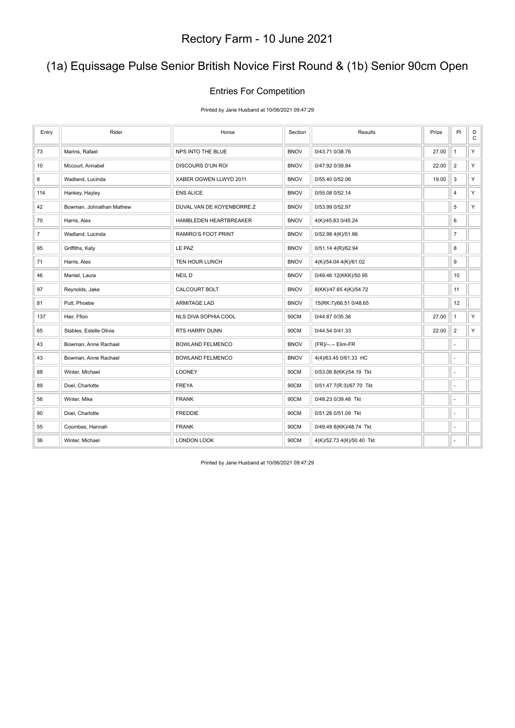# Rectory Farm - 10 June 2021

## (1a) Equissage Pulse Senior British Novice First Round & (1b) Senior 90cm Open

### Entries For Competition

Printed by Jane Husband at 10/06/2021 09:47:29

| Entry | Rider | Horse | Section | Results | Prize | Pl | DC |
|---|---|---|---|---|---|---|---|
| 73 | Marins, Rafael | NPS INTO THE BLUE | BNOV | 0/43.71 0/38.76 | 27.00 | 1 | Y |
| 10 | Mccourt, Annabel | DISCOURS D'UN ROI | BNOV | 0/47.92 0/39.84 | 22.00 | 2 | Y |
| 8 | Wadland, Lucinda | XABER OGWEN LLWYD 2011 | BNOV | 0/55.40 0/52.06 | 19.00 | 3 | Y |
| 114 | Hankey, Hayley | ENS ALICE | BNOV | 0/55.08 0/52.14 | | 4 | Y |
| 42 | Bowman, Johnathan Mathew | DUVAL VAN DE KOYENBORRE Z | BNOV | 0/53.99 0/52.97 | | 5 | Y |
| 70 | Harris, Alex | HAMBLEDEN HEARTBREAKER | BNOV | 4(K)/45.83 0/45.24 | | 6 | |
| 7 | Wadland, Lucinda | RAMIRO'S FOOT PRINT | BNOV | 0/52.98 4(K)/51.86 | | 7 | |
| 95 | Griffiths, Katy | LE PAZ | BNOV | 0/51.14 4(R)/62.94 | | 8 | |
| 71 | Harris, Alex | TEN HOUR LUNCH | BNOV | 4(K)/54.04 4(K)/61.02 | | 9 | |
| 46 | Mantel, Laura | NEIL D | BNOV | 0/49.46 12(KKK)/50.95 | | 10 | |
| 97 | Reynolds, Jake | CALCOURT BOLT | BNOV | 8(KK)/47.65 4(K)/54.72 | | 11 | |
| 81 | Putt, Phoebe | ARMITAGE LAD | BNOV | 15(RK:7)/66.51 0/48.65 | | 12 | |
| 137 | Hier, Ffion | NLS DIVA SOPHIA COOL | 90CM | 0/44.87 0/35.36 | 27.00 | 1 | Y |
| 65 | Stables, Estelle Olivia | RTS HARRY DUNN | 90CM | 0/44.54 0/41.33 | 22.00 | 2 | Y |
| 43 | Bowman, Anne Rachael | BOWLAND FELMENCO | BNOV | (FR)/--.-- Elim-FR | | - | |
| 43 | Bowman, Anne Rachael | BOWLAND FELMENCO | BNOV | 4(4)/63.45 0/61.33 HC | | - | |
| 88 | Winter, MIchael | LOONEY | 90CM | 0/53.06 8(KK)/54.19 Tkt | | - | |
| 89 | Doel, Charlotte | FREYA | 90CM | 0/51.47 7(R:3)/67.70 Tkt | | - | |
| 56 | Winter, Mike | FRANK | 90CM | 0/48.23 0/39.48 Tkt | | - | |
| 90 | Doel, Charlotte | FREDDIE | 90CM | 0/51.26 0/51.09 Tkt | | - | |
| 55 | Coombes, Hannah | FRANK | 90CM | 0/49.49 8(KK)/48.74 Tkt | | - | |
| 36 | Winter, Michael | LONDON LOOK | 90CM | 4(K)/52.73 4(K)/50.40 Tkt | | - | |

Printed by Jane Husband at 10/06/2021 09:47:29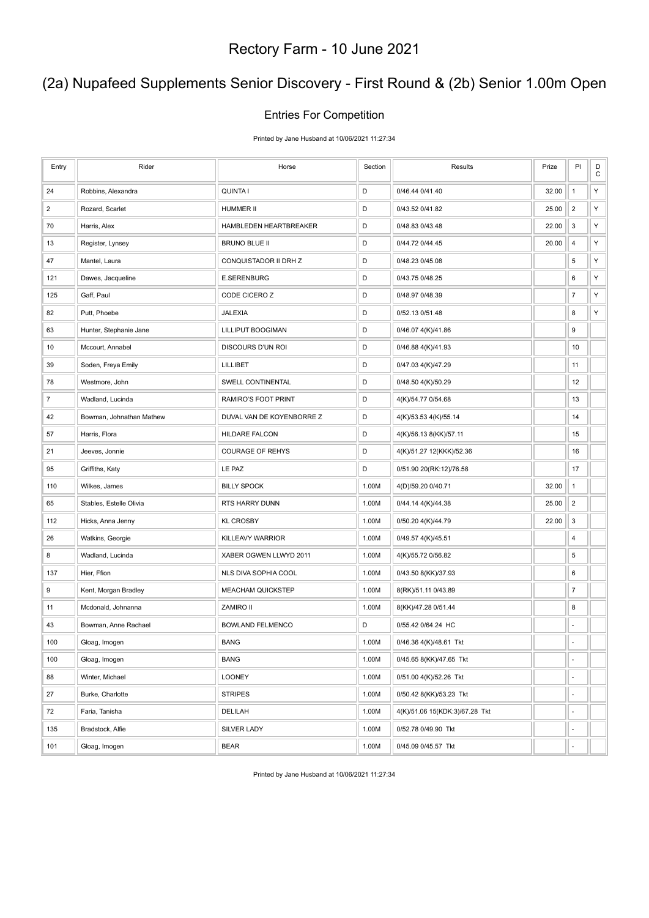# Rectory Farm - 10 June 2021

## (2a) Nupafeed Supplements Senior Discovery - First Round & (2b) Senior 1.00m Open

### Entries For Competition

Printed by Jane Husband at 10/06/2021 11:27:34

| Entry | Rider | Horse | Section | Results | Prize | Pl | DC |
|---|---|---|---|---|---|---|---|
| 24 | Robbins, Alexandra | QUINTA I | D | 0/46.44 0/41.40 | 32.00 | 1 | Y |
| 2 | Rozard, Scarlet | HUMMER II | D | 0/43.52 0/41.82 | 25.00 | 2 | Y |
| 70 | Harris, Alex | HAMBLEDEN HEARTBREAKER | D | 0/48.83 0/43.48 | 22.00 | 3 | Y |
| 13 | Register, Lynsey | BRUNO BLUE II | D | 0/44.72 0/44.45 | 20.00 | 4 | Y |
| 47 | Mantel, Laura | CONQUISTADOR II DRH Z | D | 0/48.23 0/45.08 | | 5 | Y |
| 121 | Dawes, Jacqueline | E.SERENBURG | D | 0/43.75 0/48.25 | | 6 | Y |
| 125 | Gaff, Paul | CODE CICERO Z | D | 0/48.97 0/48.39 | | 7 | Y |
| 82 | Putt, Phoebe | JALEXIA | D | 0/52.13 0/51.48 | | 8 | Y |
| 63 | Hunter, Stephanie Jane | LILLIPUT BOOGIMAN | D | 0/46.07 4(K)/41.86 | | 9 | |
| 10 | Mccourt, Annabel | DISCOURS D'UN ROI | D | 0/46.88 4(K)/41.93 | | 10 | |
| 39 | Soden, Freya Emily | LILLIBET | D | 0/47.03 4(K)/47.29 | | 11 | |
| 78 | Westmore, John | SWELL CONTINENTAL | D | 0/48.50 4(K)/50.29 | | 12 | |
| 7 | Wadland, Lucinda | RAMIRO'S FOOT PRINT | D | 4(K)/54.77 0/54.68 | | 13 | |
| 42 | Bowman, Johnathan Mathew | DUVAL VAN DE KOYENBORRE Z | D | 4(K)/53.53 4(K)/55.14 | | 14 | |
| 57 | Harris, Flora | HILDARE FALCON | D | 4(K)/56.13 8(KK)/57.11 | | 15 | |
| 21 | Jeeves, Jonnie | COURAGE OF REHYS | D | 4(K)/51.27 12(KKK)/52.36 | | 16 | |
| 95 | Griffiths, Katy | LE PAZ | D | 0/51.90 20(RK:12)/76.58 | | 17 | |
| 110 | Wilkes, James | BILLY SPOCK | 1.00M | 4(D)/59.20 0/40.71 | 32.00 | 1 | |
| 65 | Stables, Estelle Olivia | RTS HARRY DUNN | 1.00M | 0/44.14 4(K)/44.38 | 25.00 | 2 | |
| 112 | Hicks, Anna Jenny | KL CROSBY | 1.00M | 0/50.20 4(K)/44.79 | 22.00 | 3 | |
| 26 | Watkins, Georgie | KILLEAVY WARRIOR | 1.00M | 0/49.57 4(K)/45.51 | | 4 | |
| 8 | Wadland, Lucinda | XABER OGWEN LLWYD 2011 | 1.00M | 4(K)/55.72 0/56.82 | | 5 | |
| 137 | Hier, Ffion | NLS DIVA SOPHIA COOL | 1.00M | 0/43.50 8(KK)/37.93 | | 6 | |
| 9 | Kent, Morgan Bradley | MEACHAM QUICKSTEP | 1.00M | 8(RK)/51.11 0/43.89 | | 7 | |
| 11 | Mcdonald, Johnanna | ZAMIRO II | 1.00M | 8(KK)/47.28 0/51.44 | | 8 | |
| 43 | Bowman, Anne Rachael | BOWLAND FELMENCO | D | 0/55.42 0/64.24 HC | | - | |
| 100 | Gloag, Imogen | BANG | 1.00M | 0/46.36 4(K)/48.61 Tkt | | - | |
| 100 | Gloag, Imogen | BANG | 1.00M | 0/45.65 8(KK)/47.65 Tkt | | - | |
| 88 | Winter, Michael | LOONEY | 1.00M | 0/51.00 4(K)/52.26 Tkt | | - | |
| 27 | Burke, Charlotte | STRIPES | 1.00M | 0/50.42 8(KK)/53.23 Tkt | | - | |
| 72 | Faria, Tanisha | DELILAH | 1.00M | 4(K)/51.06 15(KDK:3)/67.28 Tkt | | - | |
| 135 | Bradstock, Alfie | SILVER LADY | 1.00M | 0/52.78 0/49.90 Tkt | | - | |
| 101 | Gloag, Imogen | BEAR | 1.00M | 0/45.09 0/45.57 Tkt | | - | |

Printed by Jane Husband at 10/06/2021 11:27:34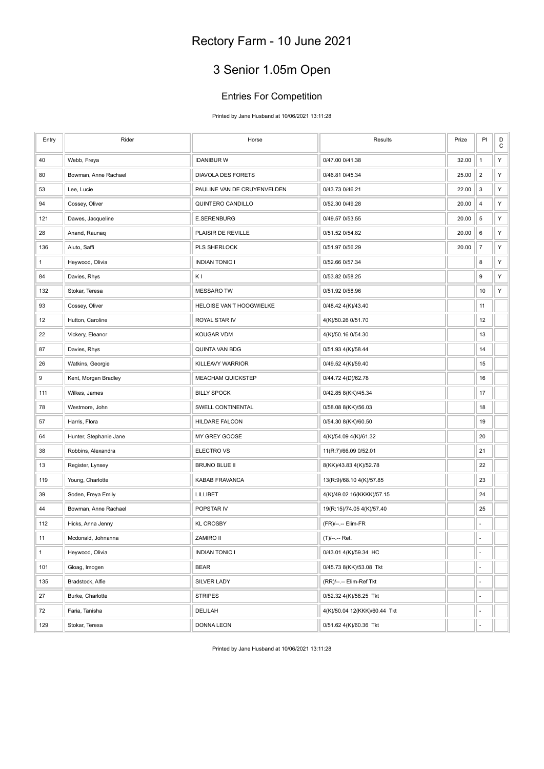# Rectory Farm - 10 June 2021

## 3 Senior 1.05m Open

### Entries For Competition

Printed by Jane Husband at 10/06/2021 13:11:28

| Entry | Rider | Horse | Results | Prize | Pl | DC |
|---|---|---|---|---|---|---|
| 40 | Webb, Freya | IDANIBUR W | 0/47.00 0/41.38 | 32.00 | 1 | Y |
| 80 | Bowman, Anne Rachael | DIAVOLA DES FORETS | 0/46.81 0/45.34 | 25.00 | 2 | Y |
| 53 | Lee, Lucie | PAULINE VAN DE CRUYENVELDEN | 0/43.73 0/46.21 | 22.00 | 3 | Y |
| 94 | Cossey, Oliver | QUINTERO CANDILLO | 0/52.30 0/49.28 | 20.00 | 4 | Y |
| 121 | Dawes, Jacqueline | E.SERENBURG | 0/49.57 0/53.55 | 20.00 | 5 | Y |
| 28 | Anand, Raunaq | PLAISIR DE REVILLE | 0/51.52 0/54.82 | 20.00 | 6 | Y |
| 136 | Aiuto, Saffi | PLS SHERLOCK | 0/51.97 0/56.29 | 20.00 | 7 | Y |
| 1 | Heywood, Olivia | INDIAN TONIC I | 0/52.66 0/57.34 | | 8 | Y |
| 84 | Davies, Rhys | K I | 0/53.82 0/58.25 | | 9 | Y |
| 132 | Stokar, Teresa | MESSARO TW | 0/51.92 0/58.96 | | 10 | Y |
| 93 | Cossey, Oliver | HELOISE VAN'T HOOGWIELKE | 0/48.42 4(K)/43.40 | | 11 | |
| 12 | Hutton, Caroline | ROYAL STAR IV | 4(K)/50.26 0/51.70 | | 12 | |
| 22 | Vickery, Eleanor | KOUGAR VDM | 4(K)/50.16 0/54.30 | | 13 | |
| 87 | Davies, Rhys | QUINTA VAN BDG | 0/51.93 4(K)/58.44 | | 14 | |
| 26 | Watkins, Georgie | KILLEAVY WARRIOR | 0/49.52 4(K)/59.40 | | 15 | |
| 9 | Kent, Morgan Bradley | MEACHAM QUICKSTEP | 0/44.72 4(D)/62.78 | | 16 | |
| 111 | Wilkes, James | BILLY SPOCK | 0/42.85 8(KK)/45.34 | | 17 | |
| 78 | Westmore, John | SWELL CONTINENTAL | 0/58.08 8(KK)/56.03 | | 18 | |
| 57 | Harris, Flora | HILDARE FALCON | 0/54.30 8(KK)/60.50 | | 19 | |
| 64 | Hunter, Stephanie Jane | MY GREY GOOSE | 4(K)/54.09 4(K)/61.32 | | 20 | |
| 38 | Robbins, Alexandra | ELECTRO VS | 11(R:7)/66.09 0/52.01 | | 21 | |
| 13 | Register, Lynsey | BRUNO BLUE II | 8(KK)/43.83 4(K)/52.78 | | 22 | |
| 119 | Young, Charlotte | KABAB FRAVANCA | 13(R:9)/68.10 4(K)/57.85 | | 23 | |
| 39 | Soden, Freya Emily | LILLIBET | 4(K)/49.02 16(KKKK)/57.15 | | 24 | |
| 44 | Bowman, Anne Rachael | POPSTAR IV | 19(R:15)/74.05 4(K)/57.40 | | 25 | |
| 112 | Hicks, Anna Jenny | KL CROSBY | (FR)/--.-- Elim-FR | | - | |
| 11 | Mcdonald, Johnanna | ZAMIRO II | (T)/--.-- Ret. | | - | |
| 1 | Heywood, Olivia | INDIAN TONIC I | 0/43.01 4(K)/59.34 HC | | - | |
| 101 | Gloag, Imogen | BEAR | 0/45.73 8(KK)/53.08 Tkt | | - | |
| 135 | Bradstock, Alfie | SILVER LADY | (RR)/--.-- Elim-Ref Tkt | | - | |
| 27 | Burke, Charlotte | STRIPES | 0/52.32 4(K)/58.25 Tkt | | - | |
| 72 | Faria, Tanisha | DELILAH | 4(K)/50.04 12(KKK)/60.44 Tkt | | - | |
| 129 | Stokar, Teresa | DONNA LEON | 0/51.62 4(K)/60.36 Tkt | | - | |

Printed by Jane Husband at 10/06/2021 13:11:28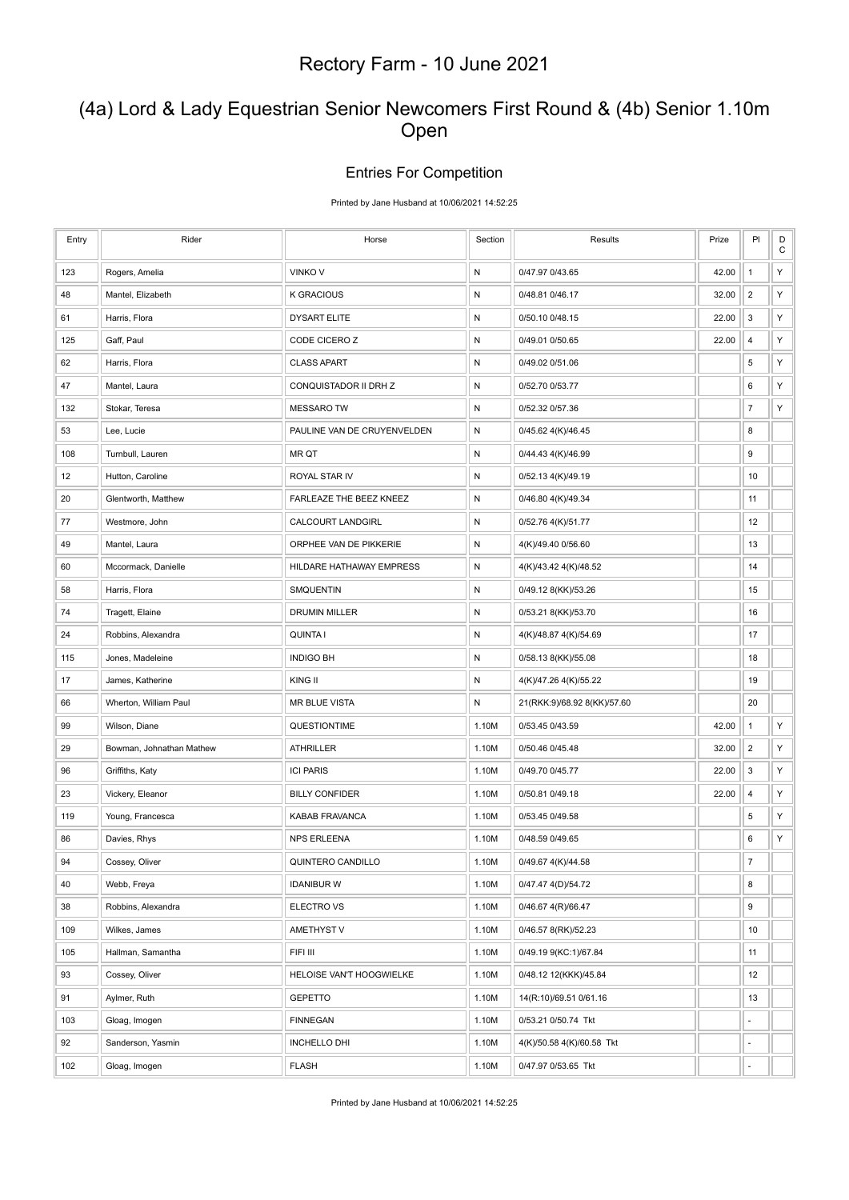# Rectory Farm - 10 June 2021

## (4a) Lord & Lady Equestrian Senior Newcomers First Round & (4b) Senior 1.10m Open

### Entries For Competition

Printed by Jane Husband at 10/06/2021 14:52:25

| Entry | Rider | Horse | Section | Results | Prize | Pl | DC |
|---|---|---|---|---|---|---|---|
| 123 | Rogers, Amelia | VINKO V | N | 0/47.97 0/43.65 | 42.00 | 1 | Y |
| 48 | Mantel, Elizabeth | K GRACIOUS | N | 0/48.81 0/46.17 | 32.00 | 2 | Y |
| 61 | Harris, Flora | DYSART ELITE | N | 0/50.10 0/48.15 | 22.00 | 3 | Y |
| 125 | Gaff, Paul | CODE CICERO Z | N | 0/49.01 0/50.65 | 22.00 | 4 | Y |
| 62 | Harris, Flora | CLASS APART | N | 0/49.02 0/51.06 | | 5 | Y |
| 47 | Mantel, Laura | CONQUISTADOR II DRH Z | N | 0/52.70 0/53.77 | | 6 | Y |
| 132 | Stokar, Teresa | MESSARO TW | N | 0/52.32 0/57.36 | | 7 | Y |
| 53 | Lee, Lucie | PAULINE VAN DE CRUYENVELDEN | N | 0/45.62 4(K)/46.45 | | 8 | |
| 108 | Turnbull, Lauren | MR QT | N | 0/44.43 4(K)/46.99 | | 9 | |
| 12 | Hutton, Caroline | ROYAL STAR IV | N | 0/52.13 4(K)/49.19 | | 10 | |
| 20 | Glentworth, Matthew | FARLEAZE THE BEEZ KNEEZ | N | 0/46.80 4(K)/49.34 | | 11 | |
| 77 | Westmore, John | CALCOURT LANDGIRL | N | 0/52.76 4(K)/51.77 | | 12 | |
| 49 | Mantel, Laura | ORPHEE VAN DE PIKKERIE | N | 4(K)/49.40 0/56.60 | | 13 | |
| 60 | Mccormack, Danielle | HILDARE HATHAWAY EMPRESS | N | 4(K)/43.42 4(K)/48.52 | | 14 | |
| 58 | Harris, Flora | SMQUENTIN | N | 0/49.12 8(KK)/53.26 | | 15 | |
| 74 | Tragett, Elaine | DRUMIN MILLER | N | 0/53.21 8(KK)/53.70 | | 16 | |
| 24 | Robbins, Alexandra | QUINTA I | N | 4(K)/48.87 4(K)/54.69 | | 17 | |
| 115 | Jones, Madeleine | INDIGO BH | N | 0/58.13 8(KK)/55.08 | | 18 | |
| 17 | James, Katherine | KING II | N | 4(K)/47.26 4(K)/55.22 | | 19 | |
| 66 | Wherton, William Paul | MR BLUE VISTA | N | 21(RKK:9)/68.92 8(KK)/57.60 | | 20 | |
| 99 | Wilson, Diane | QUESTIONTIME | 1.10M | 0/53.45 0/43.59 | 42.00 | 1 | Y |
| 29 | Bowman, Johnathan Mathew | ATHRILLER | 1.10M | 0/50.46 0/45.48 | 32.00 | 2 | Y |
| 96 | Griffiths, Katy | ICI PARIS | 1.10M | 0/49.70 0/45.77 | 22.00 | 3 | Y |
| 23 | Vickery, Eleanor | BILLY CONFIDER | 1.10M | 0/50.81 0/49.18 | 22.00 | 4 | Y |
| 119 | Young, Francesca | KABAB FRAVANCA | 1.10M | 0/53.45 0/49.58 | | 5 | Y |
| 86 | Davies, Rhys | NPS ERLEENA | 1.10M | 0/48.59 0/49.65 | | 6 | Y |
| 94 | Cossey, Oliver | QUINTERO CANDILLO | 1.10M | 0/49.67 4(K)/44.58 | | 7 | |
| 40 | Webb, Freya | IDANIBUR W | 1.10M | 0/47.47 4(D)/54.72 | | 8 | |
| 38 | Robbins, Alexandra | ELECTRO VS | 1.10M | 0/46.67 4(R)/66.47 | | 9 | |
| 109 | Wilkes, James | AMETHYST V | 1.10M | 0/46.57 8(RK)/52.23 | | 10 | |
| 105 | Hallman, Samantha | FIFI III | 1.10M | 0/49.19 9(KC:1)/67.84 | | 11 | |
| 93 | Cossey, Oliver | HELOISE VAN'T HOOGWIELKE | 1.10M | 0/48.12 12(KKK)/45.84 | | 12 | |
| 91 | Aylmer, Ruth | GEPETTO | 1.10M | 14(R:10)/69.51 0/61.16 | | 13 | |
| 103 | Gloag, Imogen | FINNEGAN | 1.10M | 0/53.21 0/50.74 Tkt | | - | |
| 92 | Sanderson, Yasmin | INCHELLO DHI | 1.10M | 4(K)/50.58 4(K)/60.58 Tkt | | - | |
| 102 | Gloag, Imogen | FLASH | 1.10M | 0/47.97 0/53.65 Tkt | | - | |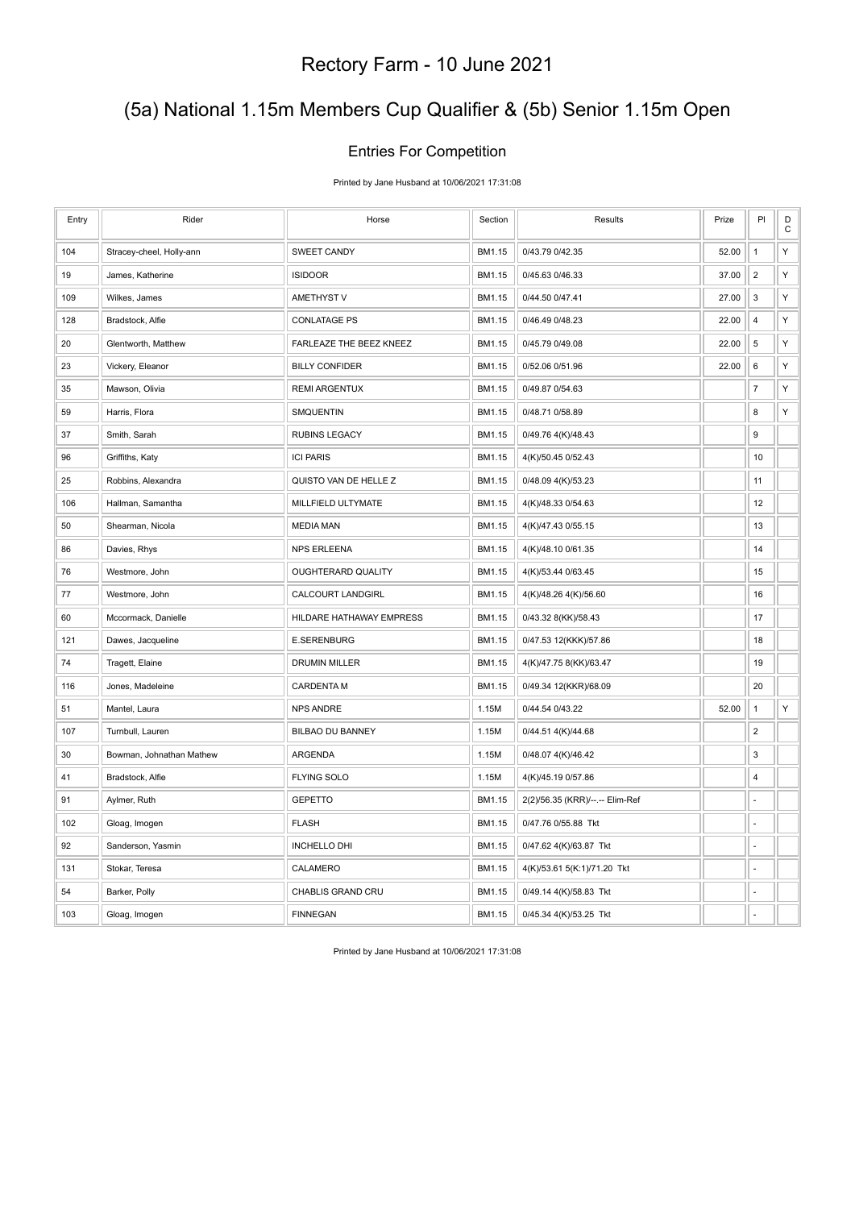# Rectory Farm - 10 June 2021

## (5a) National 1.15m Members Cup Qualifier & (5b) Senior 1.15m Open

### Entries For Competition

Printed by Jane Husband at 10/06/2021 17:31:08

| Entry | Rider | Horse | Section | Results | Prize | Pl | DC |
|---|---|---|---|---|---|---|---|
| 104 | Stracey-cheel, Holly-ann | SWEET CANDY | BM1.15 | 0/43.79 0/42.35 | 52.00 | 1 | Y |
| 19 | James, Katherine | ISIDOOR | BM1.15 | 0/45.63 0/46.33 | 37.00 | 2 | Y |
| 109 | Wilkes, James | AMETHYST V | BM1.15 | 0/44.50 0/47.41 | 27.00 | 3 | Y |
| 128 | Bradstock, Alfie | CONLATAGE PS | BM1.15 | 0/46.49 0/48.23 | 22.00 | 4 | Y |
| 20 | Glentworth, Matthew | FARLEAZE THE BEEZ KNEEZ | BM1.15 | 0/45.79 0/49.08 | 22.00 | 5 | Y |
| 23 | Vickery, Eleanor | BILLY CONFIDER | BM1.15 | 0/52.06 0/51.96 | 22.00 | 6 | Y |
| 35 | Mawson, Olivia | REMI ARGENTUX | BM1.15 | 0/49.87 0/54.63 | | 7 | Y |
| 59 | Harris, Flora | SMQUENTIN | BM1.15 | 0/48.71 0/58.89 | | 8 | Y |
| 37 | Smith, Sarah | RUBINS LEGACY | BM1.15 | 0/49.76 4(K)/48.43 | | 9 | |
| 96 | Griffiths, Katy | ICI PARIS | BM1.15 | 4(K)/50.45 0/52.43 | | 10 | |
| 25 | Robbins, Alexandra | QUISTO VAN DE HELLE Z | BM1.15 | 0/48.09 4(K)/53.23 | | 11 | |
| 106 | Hallman, Samantha | MILLFIELD ULTYMATE | BM1.15 | 4(K)/48.33 0/54.63 | | 12 | |
| 50 | Shearman, Nicola | MEDIA MAN | BM1.15 | 4(K)/47.43 0/55.15 | | 13 | |
| 86 | Davies, Rhys | NPS ERLEENA | BM1.15 | 4(K)/48.10 0/61.35 | | 14 | |
| 76 | Westmore, John | OUGHTERARD QUALITY | BM1.15 | 4(K)/53.44 0/63.45 | | 15 | |
| 77 | Westmore, John | CALCOURT LANDGIRL | BM1.15 | 4(K)/48.26 4(K)/56.60 | | 16 | |
| 60 | Mccormack, Danielle | HILDARE HATHAWAY EMPRESS | BM1.15 | 0/43.32 8(KK)/58.43 | | 17 | |
| 121 | Dawes, Jacqueline | E.SERENBURG | BM1.15 | 0/47.53 12(KKK)/57.86 | | 18 | |
| 74 | Tragett, Elaine | DRUMIN MILLER | BM1.15 | 4(K)/47.75 8(KK)/63.47 | | 19 | |
| 116 | Jones, Madeleine | CARDENTA M | BM1.15 | 0/49.34 12(KKR)/68.09 | | 20 | |
| 51 | Mantel, Laura | NPS ANDRE | 1.15M | 0/44.54 0/43.22 | 52.00 | 1 | Y |
| 107 | Turnbull, Lauren | BILBAO DU BANNEY | 1.15M | 0/44.51 4(K)/44.68 | | 2 | |
| 30 | Bowman, Johnathan Mathew | ARGENDA | 1.15M | 0/48.07 4(K)/46.42 | | 3 | |
| 41 | Bradstock, Alfie | FLYING SOLO | 1.15M | 4(K)/45.19 0/57.86 | | 4 | |
| 91 | Aylmer, Ruth | GEPETTO | BM1.15 | 2(2)/56.35 (KRR)/--.-- Elim-Ref | | - | |
| 102 | Gloag, Imogen | FLASH | BM1.15 | 0/47.76 0/55.88 Tkt | | - | |
| 92 | Sanderson, Yasmin | INCHELLO DHI | BM1.15 | 0/47.62 4(K)/63.87 Tkt | | - | |
| 131 | Stokar, Teresa | CALAMERO | BM1.15 | 4(K)/53.61 5(K:1)/71.20 Tkt | | - | |
| 54 | Barker, Polly | CHABLIS GRAND CRU | BM1.15 | 0/49.14 4(K)/58.83 Tkt | | - | |
| 103 | Gloag, Imogen | FINNEGAN | BM1.15 | 0/45.34 4(K)/53.25 Tkt | | - | |

Printed by Jane Husband at 10/06/2021 17:31:08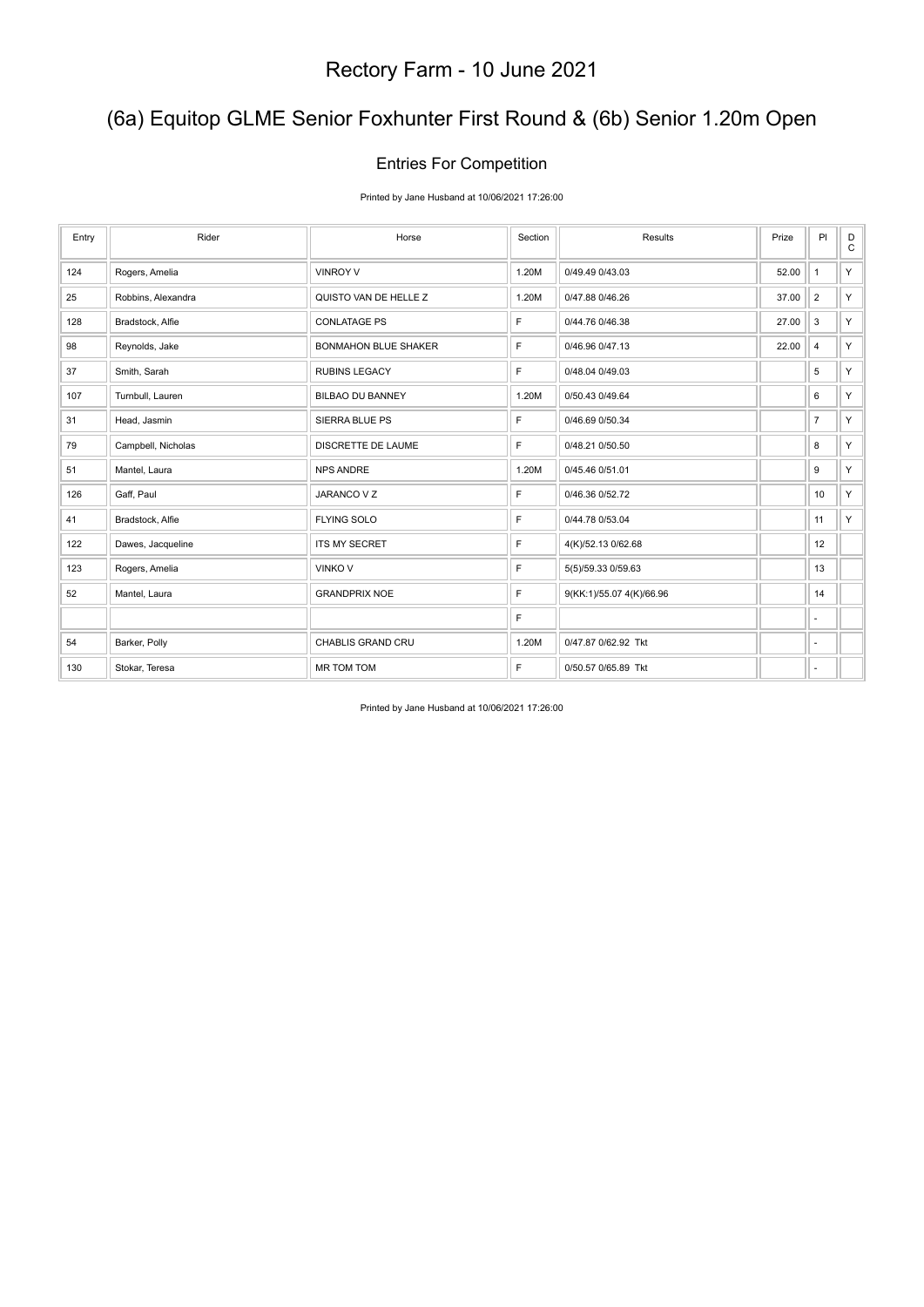# Rectory Farm - 10 June 2021

## (6a) Equitop GLME Senior Foxhunter First Round & (6b) Senior 1.20m Open

### Entries For Competition

Printed by Jane Husband at 10/06/2021 17:26:00

| Entry | Rider | Horse | Section | Results | Prize | Pl | DC |
|---|---|---|---|---|---|---|---|
| 124 | Rogers, Amelia | VINROY V | 1.20M | 0/49.49 0/43.03 | 52.00 | 1 | Y |
| 25 | Robbins, Alexandra | QUISTO VAN DE HELLE Z | 1.20M | 0/47.88 0/46.26 | 37.00 | 2 | Y |
| 128 | Bradstock, Alfie | CONLATAGE PS | F | 0/44.76 0/46.38 | 27.00 | 3 | Y |
| 98 | Reynolds, Jake | BONMAHON BLUE SHAKER | F | 0/46.96 0/47.13 | 22.00 | 4 | Y |
| 37 | Smith, Sarah | RUBINS LEGACY | F | 0/48.04 0/49.03 | | 5 | Y |
| 107 | Turnbull, Lauren | BILBAO DU BANNEY | 1.20M | 0/50.43 0/49.64 | | 6 | Y |
| 31 | Head, Jasmin | SIERRA BLUE PS | F | 0/46.69 0/50.34 | | 7 | Y |
| 79 | Campbell, Nicholas | DISCRETTE DE LAUME | F | 0/48.21 0/50.50 | | 8 | Y |
| 51 | Mantel, Laura | NPS ANDRE | 1.20M | 0/45.46 0/51.01 | | 9 | Y |
| 126 | Gaff, Paul | JARANCO V Z | F | 0/46.36 0/52.72 | | 10 | Y |
| 41 | Bradstock, Alfie | FLYING SOLO | F | 0/44.78 0/53.04 | | 11 | Y |
| 122 | Dawes, Jacqueline | ITS MY SECRET | F | 4(K)/52.13 0/62.68 | | 12 | |
| 123 | Rogers, Amelia | VINKO V | F | 5(5)/59.33 0/59.63 | | 13 | |
| 52 | Mantel, Laura | GRANDPRIX NOE | F | 9(KK:1)/55.07 4(K)/66.96 | | 14 | |
| | | | F | | | - | |
| 54 | Barker, Polly | CHABLIS GRAND CRU | 1.20M | 0/47.87 0/62.92 Tkt | | - | |
| 130 | Stokar, Teresa | MR TOM TOM | F | 0/50.57 0/65.89 Tkt | | - | |

Printed by Jane Husband at 10/06/2021 17:26:00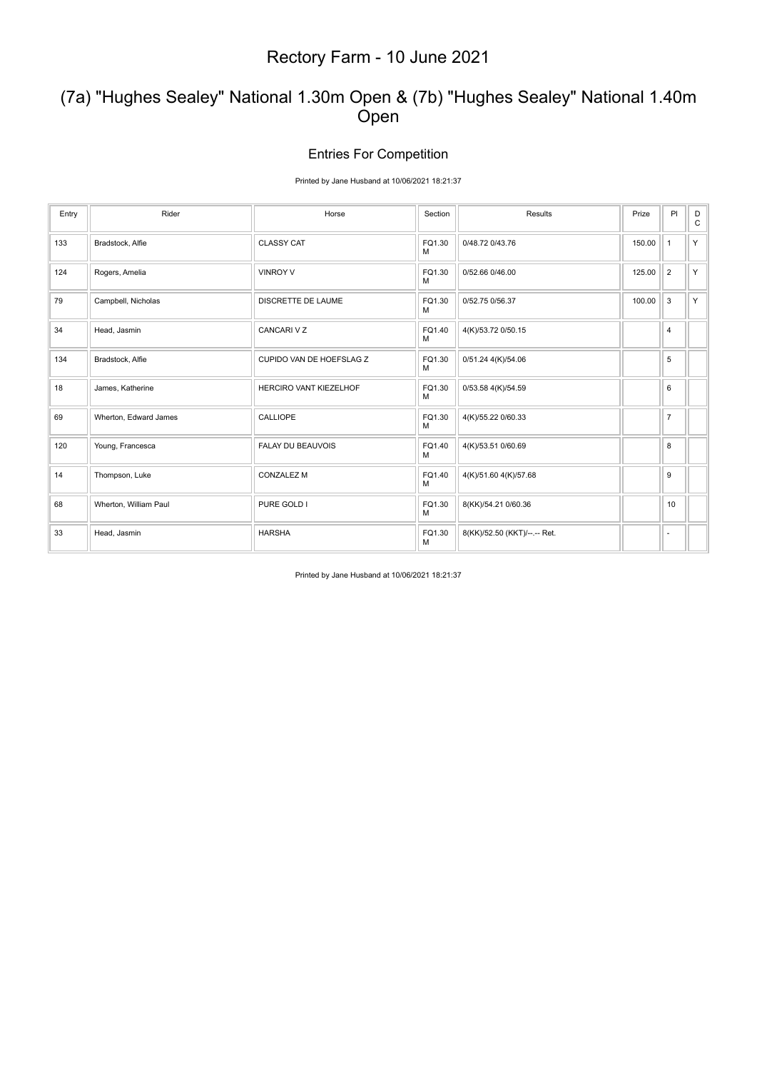# Rectory Farm - 10 June 2021

## (7a) "Hughes Sealey" National 1.30m Open & (7b) "Hughes Sealey" National 1.40m Open

### Entries For Competition

Printed by Jane Husband at 10/06/2021 18:21:37

| Entry | Rider | Horse | Section | Results | Prize | Pl | DC |
|---|---|---|---|---|---|---|---|
| 133 | Bradstock, Alfie | CLASSY CAT | FQ1.30M | 0/48.72 0/43.76 | 150.00 | 1 | Y |
| 124 | Rogers, Amelia | VINROY V | FQ1.30M | 0/52.66 0/46.00 | 125.00 | 2 | Y |
| 79 | Campbell, Nicholas | DISCRETTE DE LAUME | FQ1.30M | 0/52.75 0/56.37 | 100.00 | 3 | Y |
| 34 | Head, Jasmin | CANCARI V Z | FQ1.40M | 4(K)/53.72 0/50.15 | | 4 | |
| 134 | Bradstock, Alfie | CUPIDO VAN DE HOEFSLAG Z | FQ1.30M | 0/51.24 4(K)/54.06 | | 5 | |
| 18 | James, Katherine | HERCIRO VANT KIEZELHOF | FQ1.30M | 0/53.58 4(K)/54.59 | | 6 | |
| 69 | Wherton, Edward James | CALLIOPE | FQ1.30M | 4(K)/55.22 0/60.33 | | 7 | |
| 120 | Young, Francesca | FALAY DU BEAUVOIS | FQ1.40M | 4(K)/53.51 0/60.69 | | 8 | |
| 14 | Thompson, Luke | CONZALEZ M | FQ1.40M | 4(K)/51.60 4(K)/57.68 | | 9 | |
| 68 | Wherton, William Paul | PURE GOLD I | FQ1.30M | 8(KK)/54.21 0/60.36 | | 10 | |
| 33 | Head, Jasmin | HARSHA | FQ1.30M | 8(KK)/52.50 (KKT)/--.-- Ret. | | - | |

Printed by Jane Husband at 10/06/2021 18:21:37